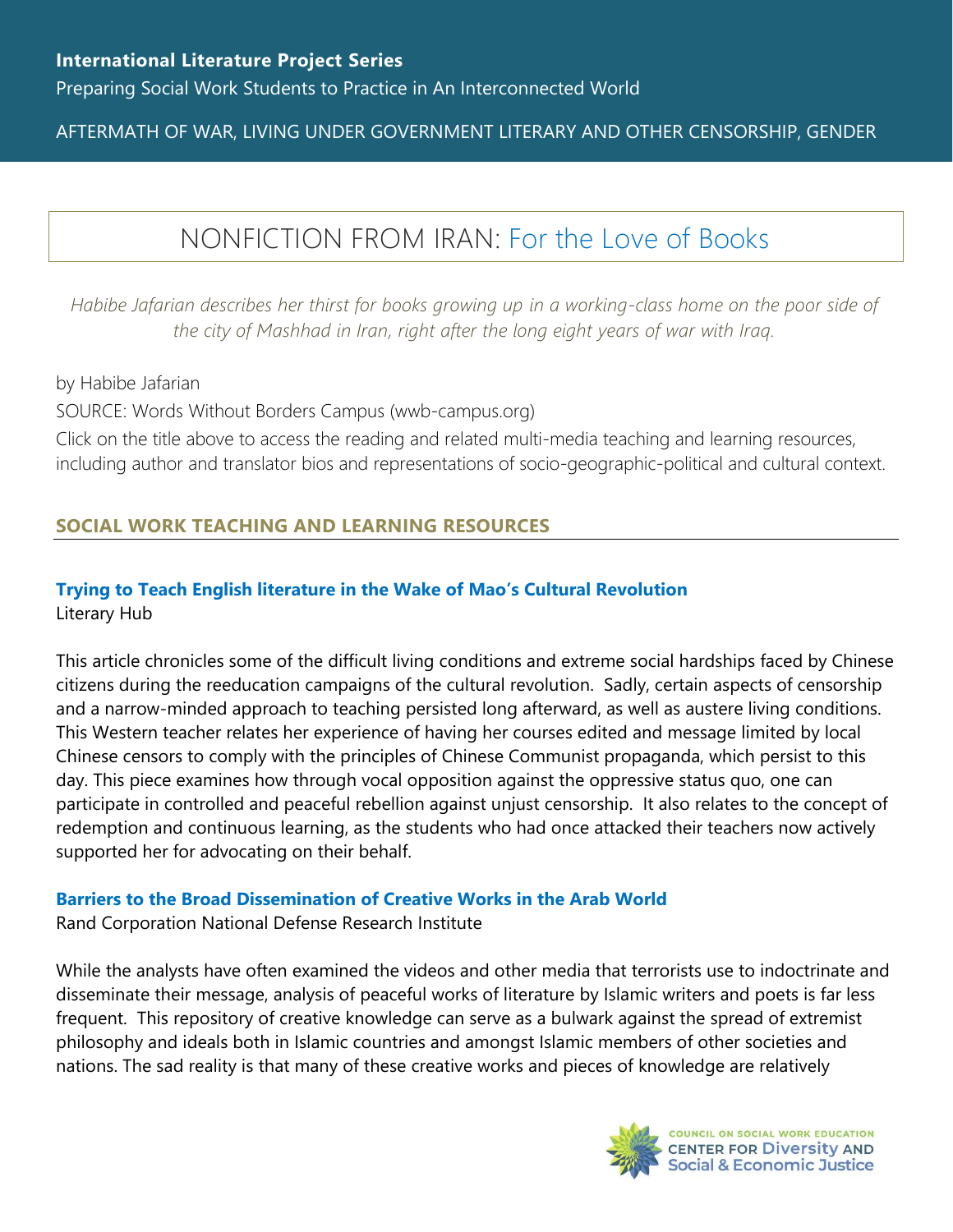**International Literature Project Series**

Preparing Social Work Students to Practice in An Interconnected World

AFTERMATH OF WAR, LIVING UNDER GOVERNMENT LITERARY AND OTHER CENSORSHIP, GENDER

# NONFICTION FROM IRAN: For the Love of Books

*Habibe Jafarian describes her thirst for books growing up in a working-class home on the poor side of the city of Mashhad in Iran, right after the long eight years of war with Iraq.*

by Habibe Jafarian

SOURCE: Words Without Borders Campus (wwb-campus.org)

Click on the title above to access the reading and related multi-media teaching and learning resources, including author and translator bios and representations of socio-geographic-political and cultural context.

## SOCIAL WORK TEACHING AND LEARNING RESOURCES

### Trying to Teach English literature in the Wake of Mao's Cultural Revolution

Literary Hub

This article chronicles some of the difficult living conditions and extreme social hardships faced by Chinese citizens during the reeducation campaigns of the cultural revolution. Sadly, certain aspects of censorship and a narrow-minded approach to teaching persisted long afterward, as well as austere living conditions. This Western teacher relates her experience of having her courses edited and message limited by local Chinese censors to comply with the principles of Chinese Communist propaganda, which persist to this day. This piece examines how through vocal opposition against the oppressive status quo, one can participate in controlled and peaceful rebellion against unjust censorship. It also relates to the concept of redemption and continuous learning, as the students who had once attacked their teachers now actively supported her for advocating on their behalf.

### Barriers to the Broad Dissemination of Creative Works in the Arab World

Rand Corporation National Defense Research Institute

While the analysts have often examined the videos and other media that terrorists use to indoctrinate and disseminate their message, analysis of peaceful works of literature by Islamic writers and poets is far less frequent. This repository of creative knowledge can serve as a bulwark against the spread of extremist philosophy and ideals both in Islamic countries and amongst Islamic members of other societies and nations. The sad reality is that many of these creative works and pieces of knowledge are relatively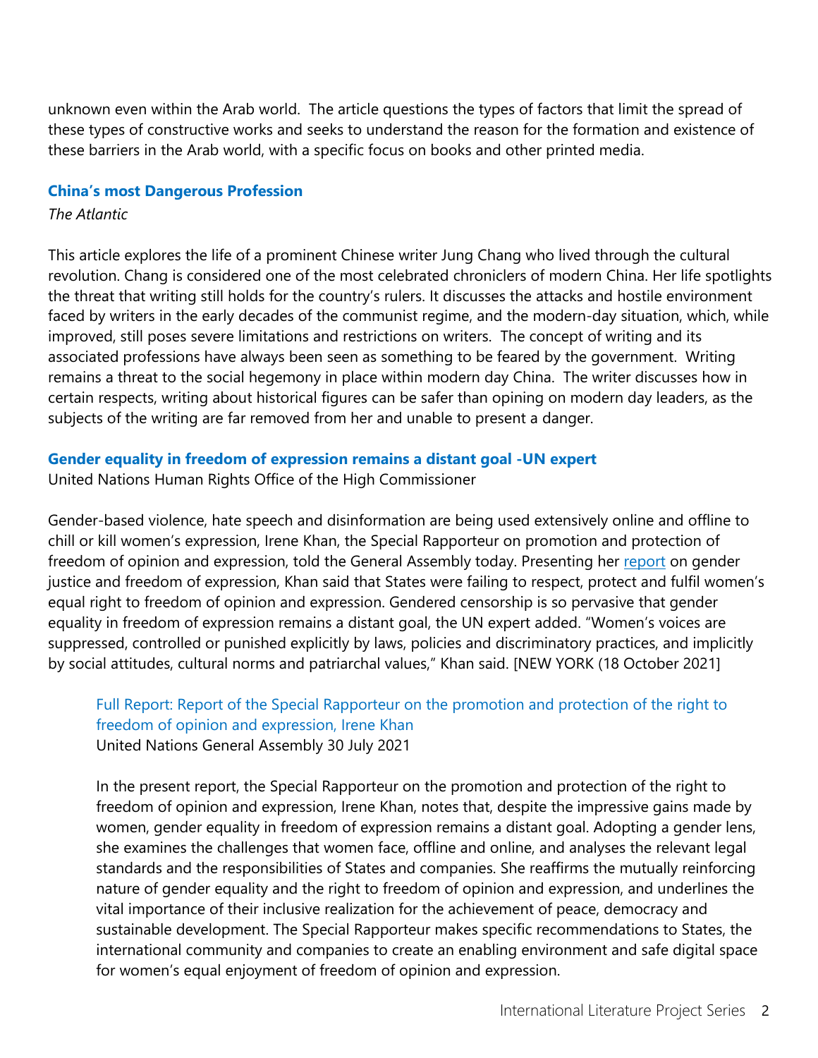unknown even within the Arab world. The article questions the types of factors that limit the spread of these types of constructive works and seeks to understand the reason for the formation and existence of these barriers in the Arab world, with a specific focus on books and other printed media.

### China's most Dangerous Profession

*The Atlantic*

This article explores the life of a prominent Chinese writer Jung Chang who lived through the cultural revolution. Chang is considered one of the most celebrated chroniclers of modern China. Her life spotlights the threat that writing still holds for the country's rulers. It discusses the attacks and hostile environment faced by writers in the early decades of the communist regime, and the modern-day situation, which, while improved, still poses severe limitations and restrictions on writers. The concept of writing and its associated professions have always been seen as something to be feared by the government. Writing remains a threat to the social hegemony in place within modern day China. The writer discusses how in certain respects, writing about historical figures can be safer than opining on modern day leaders, as the subjects of the writing are far removed from her and unable to present a danger.

### Gender equality in freedom of expression remains a distant goal -UN expert

United Nations Human Rights Office of the High Commissioner

Gender-based violence, hate speech and disinformation are being used extensively online and offline to chill or kill women's expression, Irene Khan, the Special Rapporteur on promotion and protection of freedom of opinion and expression, told the General Assembly today. Presenting her report on gender justice and freedom of expression, Khan said that States were failing to respect, protect and fulfil women's equal right to freedom of opinion and expression. Gendered censorship is so pervasive that gender equality in freedom of expression remains a distant goal, the UN expert added. "Women's voices are suppressed, controlled or punished explicitly by laws, policies and discriminatory practices, and implicitly by social attitudes, cultural norms and patriarchal values," Khan said. [NEW YORK (18 October 2021]

> Full Report: Report of the Special Rapporteur on the promotion and protection of the right to freedom of opinion and expression, Irene Khan
> United Nations General Assembly 30 July 2021
>
> In the present report, the Special Rapporteur on the promotion and protection of the right to freedom of opinion and expression, Irene Khan, notes that, despite the impressive gains made by women, gender equality in freedom of expression remains a distant goal. Adopting a gender lens, she examines the challenges that women face, offline and online, and analyses the relevant legal standards and the responsibilities of States and companies. She reaffirms the mutually reinforcing nature of gender equality and the right to freedom of opinion and expression, and underlines the vital importance of their inclusive realization for the achievement of peace, democracy and sustainable development. The Special Rapporteur makes specific recommendations to States, the international community and companies to create an enabling environment and safe digital space for women's equal enjoyment of freedom of opinion and expression.